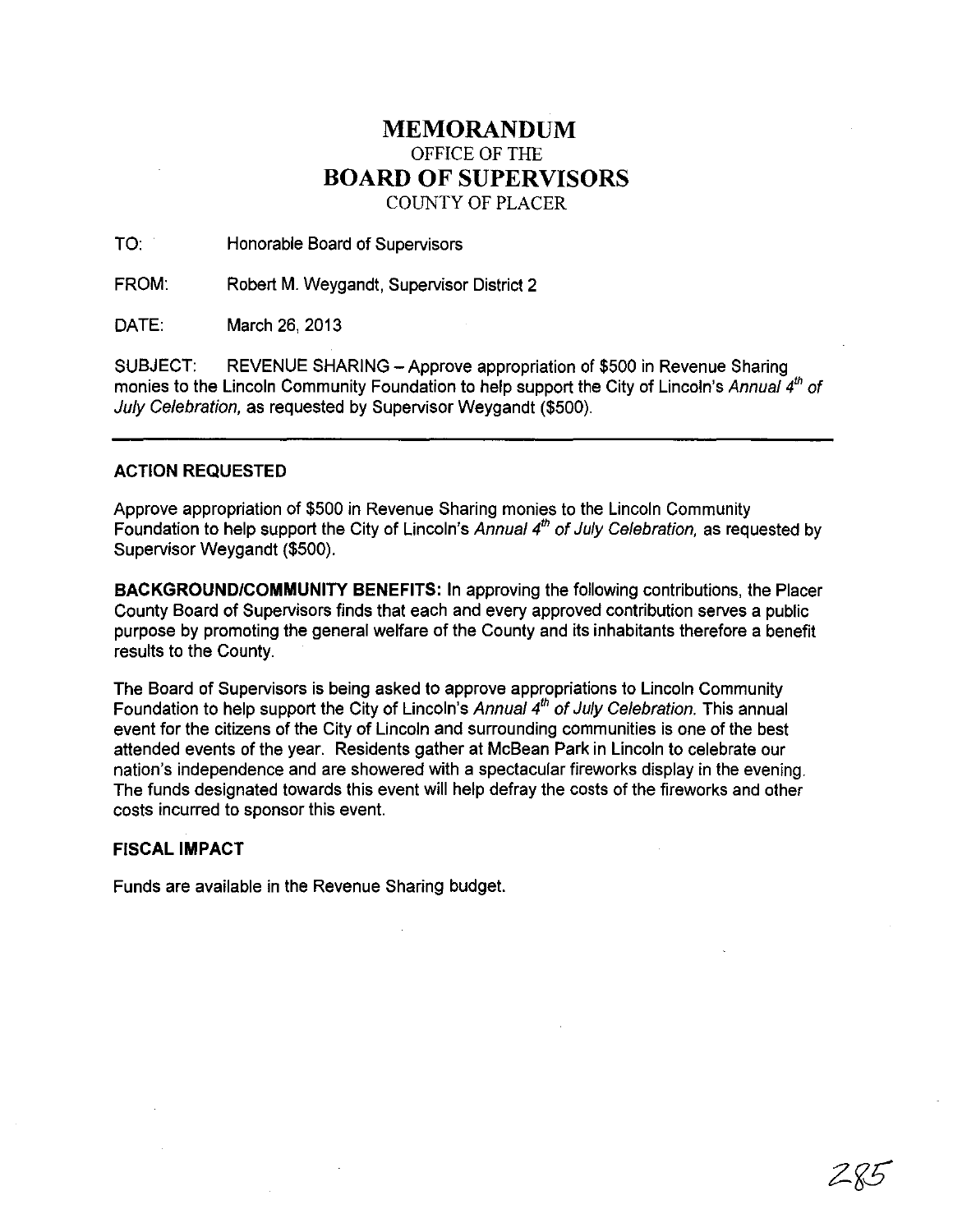# MEMORANDUM
## OFFICE OF THE
# BOARD OF SUPERVISORS
## COUNTY OF PLACER

TO: Honorable Board of Supervisors

FROM: Robert M. Weygandt, Supervisor District 2

DATE: March 26, 2013

SUBJECT: REVENUE SHARING – Approve appropriation of $500 in Revenue Sharing monies to the Lincoln Community Foundation to help support the City of Lincoln's *Annual 4th of July Celebration*, as requested by Supervisor Weygandt ($500).

---

### ACTION REQUESTED

Approve appropriation of $500 in Revenue Sharing monies to the Lincoln Community Foundation to help support the City of Lincoln's *Annual 4th of July Celebration*, as requested by Supervisor Weygandt ($500).

**BACKGROUND/COMMUNITY BENEFITS:** In approving the following contributions, the Placer County Board of Supervisors finds that each and every approved contribution serves a public purpose by promoting the general welfare of the County and its inhabitants therefore a benefit results to the County.

The Board of Supervisors is being asked to approve appropriations to Lincoln Community Foundation to help support the City of Lincoln's *Annual 4th of July Celebration*. This annual event for the citizens of the City of Lincoln and surrounding communities is one of the best attended events of the year. Residents gather at McBean Park in Lincoln to celebrate our nation's independence and are showered with a spectacular fireworks display in the evening. The funds designated towards this event will help defray the costs of the fireworks and other costs incurred to sponsor this event.

### FISCAL IMPACT

Funds are available in the Revenue Sharing budget.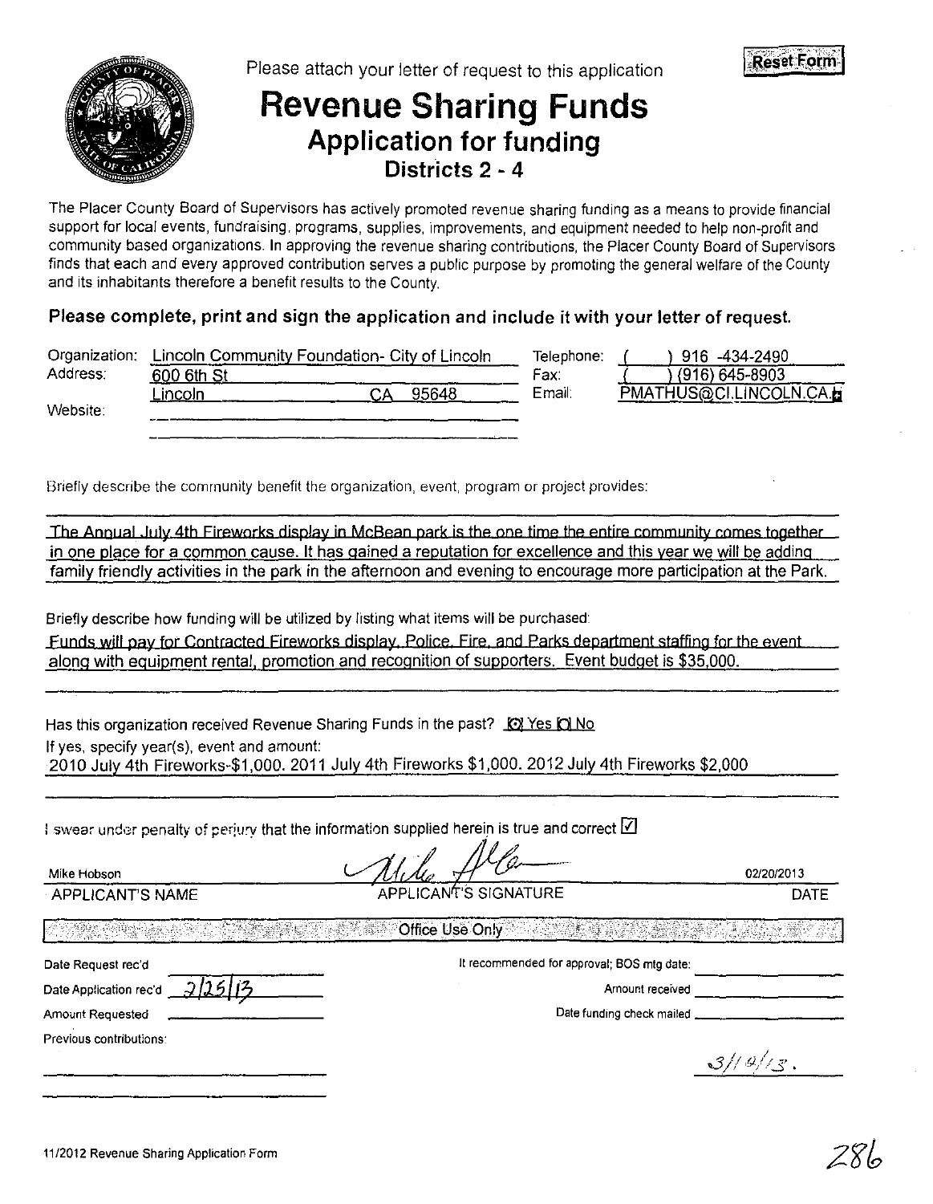Please attach your letter of request to this application

Reset Form

# Revenue Sharing Funds

## Application for funding

### Districts 2 - 4

The Placer County Board of Supervisors has actively promoted revenue sharing funding as a means to provide financial support for local events, fundraising, programs, supplies, improvements, and equipment needed to help non-profit and community based organizations. In approving the revenue sharing contributions, the Placer County Board of Supervisors finds that each and every approved contribution serves a public purpose by promoting the general welfare of the County and its inhabitants therefore a benefit results to the County.

**Please complete, print and sign the application and include it with your letter of request.**

Organization: Lincoln Community Foundation- City of Lincoln
Address: 600 6th St
Lincoln CA 95648
Website:

Telephone: ( ) 916 -434-2490
Fax: ( ) (916) 645-8903
Email: PMATHUS@CI.LINCOLN.CA.

Briefly describe the community benefit the organization, event, program or project provides:

The Annual July 4th Fireworks display in McBean park is the one time the entire community comes together in one place for a common cause. It has gained a reputation for excellence and this year we will be adding family friendly activities in the park in the afternoon and evening to encourage more participation at the Park.

Briefly describe how funding will be utilized by listing what items will be purchased:

Funds will pay for Contracted Fireworks display, Police, Fire, and Parks department staffing for the event along with equipment rental, promotion and recognition of supporters. Event budget is $35,000.

Has this organization received Revenue Sharing Funds in the past? ☒ Yes ☐ No

If yes, specify year(s), event and amount:

2010 July 4th Fireworks-$1,000. 2011 July 4th Fireworks $1,000. 2012 July 4th Fireworks $2,000

I swear under penalty of perjury that the information supplied herein is true and correct ☑

| APPLICANT'S NAME | APPLICANT'S SIGNATURE | DATE |
|---|---|---|
| Mike Hobson | [signature] | 02/20/2013 |

**Office Use Only**

Date Request rec'd
Date Application rec'd 2/25/13
Amount Requested
Previous contributions:

It recommended for approval; BOS mtg date:
Amount received
Date funding check mailed

3/19/13.

11/2012 Revenue Sharing Application Form